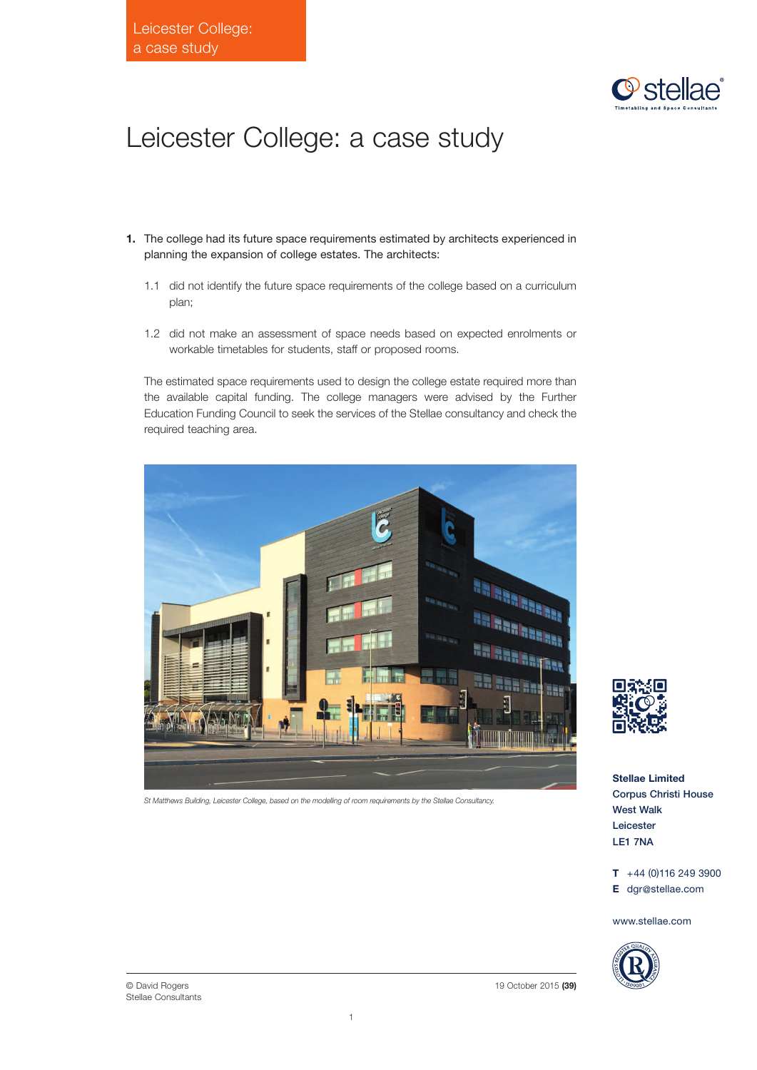# Leicester College: a case study

1. The college had its future space requirements estimated by architects experienced in planning the expansion of college estates. The architects:

   1.1 did not identify the future space requirements of the college based on a curriculum plan;

   1.2 did not make an assessment of space needs based on expected enrolments or workable timetables for students, staff or proposed rooms.

   The estimated space requirements used to design the college estate required more than the available capital funding. The college managers were advised by the Further Education Funding Council to seek the services of the Stellae consultancy and check the required teaching area.

*St Matthews Building, Leicester College, based on the modelling of room requirements by the Stellae Consultancy.*

**Stellae Limited**
**Corpus Christi House**
**West Walk**
**Leicester**
**LE1 7NA**

**T** +44 (0)116 249 3900
**E** dgr@stellae.com

www.stellae.com

© David Rogers
Stellae Consultants

19 October 2015 **(39)**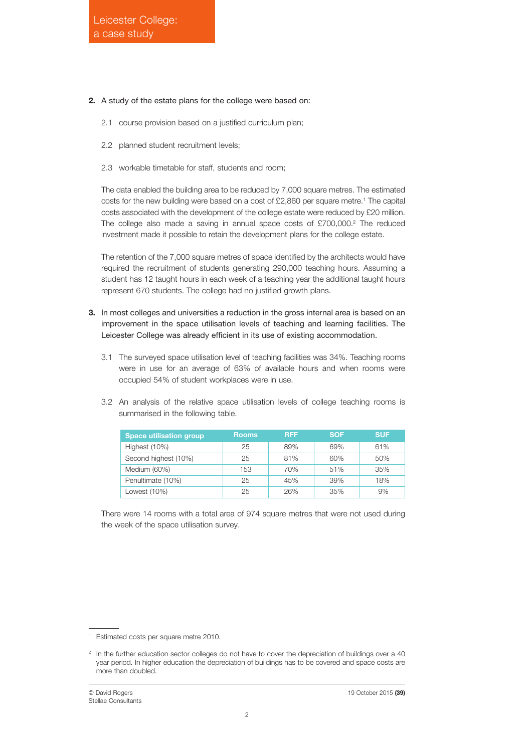2. A study of the estate plans for the college were based on:

   2.1 course provision based on a justified curriculum plan;

   2.2 planned student recruitment levels;

   2.3 workable timetable for staff, students and room;

   The data enabled the building area to be reduced by 7,000 square metres. The estimated costs for the new building were based on a cost of £2,860 per square metre.[1] The capital costs associated with the development of the college estate were reduced by £20 million. The college also made a saving in annual space costs of £700,000.[2] The reduced investment made it possible to retain the development plans for the college estate.

   The retention of the 7,000 square metres of space identified by the architects would have required the recruitment of students generating 290,000 teaching hours. Assuming a student has 12 taught hours in each week of a teaching year the additional taught hours represent 670 students. The college had no justified growth plans.

3. In most colleges and universities a reduction in the gross internal area is based on an improvement in the space utilisation levels of teaching and learning facilities. The Leicester College was already efficient in its use of existing accommodation.

   3.1 The surveyed space utilisation level of teaching facilities was 34%. Teaching rooms were in use for an average of 63% of available hours and when rooms were occupied 54% of student workplaces were in use.

   3.2 An analysis of the relative space utilisation levels of college teaching rooms is summarised in the following table.

| Space utilisation group | Rooms | RFF | SOF | SUF |
|---|---|---|---|---|
| Highest (10%) | 25 | 89% | 69% | 61% |
| Second highest (10%) | 25 | 81% | 60% | 50% |
| Medium (60%) | 153 | 70% | 51% | 35% |
| Penultimate (10%) | 25 | 45% | 39% | 18% |
| Lowest (10%) | 25 | 26% | 35% | 9% |

   There were 14 rooms with a total area of 974 square metres that were not used during the week of the space utilisation survey.

---

[1] Estimated costs per square metre 2010.

[2] In the further education sector colleges do not have to cover the depreciation of buildings over a 40 year period. In higher education the depreciation of buildings has to be covered and space costs are more than doubled.

© David Rogers
Stellae Consultants

19 October 2015 **(39)**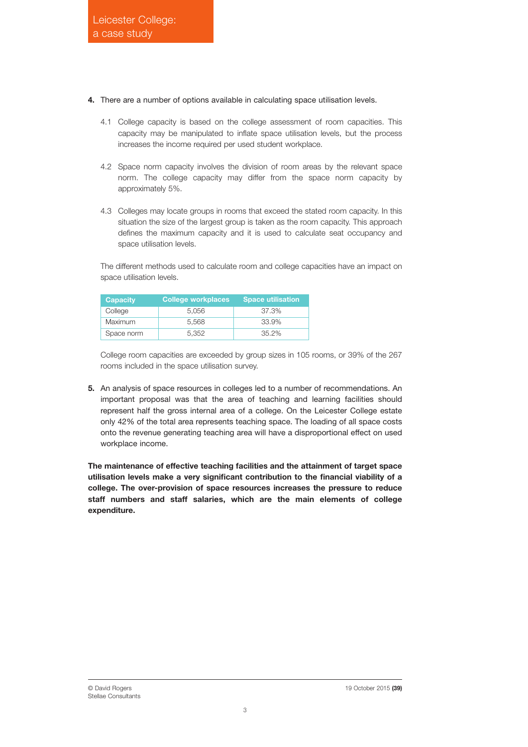4. There are a number of options available in calculating space utilisation levels.

   4.1 College capacity is based on the college assessment of room capacities. This capacity may be manipulated to inflate space utilisation levels, but the process increases the income required per used student workplace.

   4.2 Space norm capacity involves the division of room areas by the relevant space norm. The college capacity may differ from the space norm capacity by approximately 5%.

   4.3 Colleges may locate groups in rooms that exceed the stated room capacity. In this situation the size of the largest group is taken as the room capacity. This approach defines the maximum capacity and it is used to calculate seat occupancy and space utilisation levels.

   The different methods used to calculate room and college capacities have an impact on space utilisation levels.

| Capacity | College workplaces | Space utilisation |
|---|---|---|
| College | 5,056 | 37.3% |
| Maximum | 5,568 | 33.9% |
| Space norm | 5,352 | 35.2% |

   College room capacities are exceeded by group sizes in 105 rooms, or 39% of the 267 rooms included in the space utilisation survey.

5. An analysis of space resources in colleges led to a number of recommendations. An important proposal was that the area of teaching and learning facilities should represent half the gross internal area of a college. On the Leicester College estate only 42% of the total area represents teaching space. The loading of all space costs onto the revenue generating teaching area will have a disproportional effect on used workplace income.

**The maintenance of effective teaching facilities and the attainment of target space utilisation levels make a very significant contribution to the financial viability of a college. The over-provision of space resources increases the pressure to reduce staff numbers and staff salaries, which are the main elements of college expenditure.**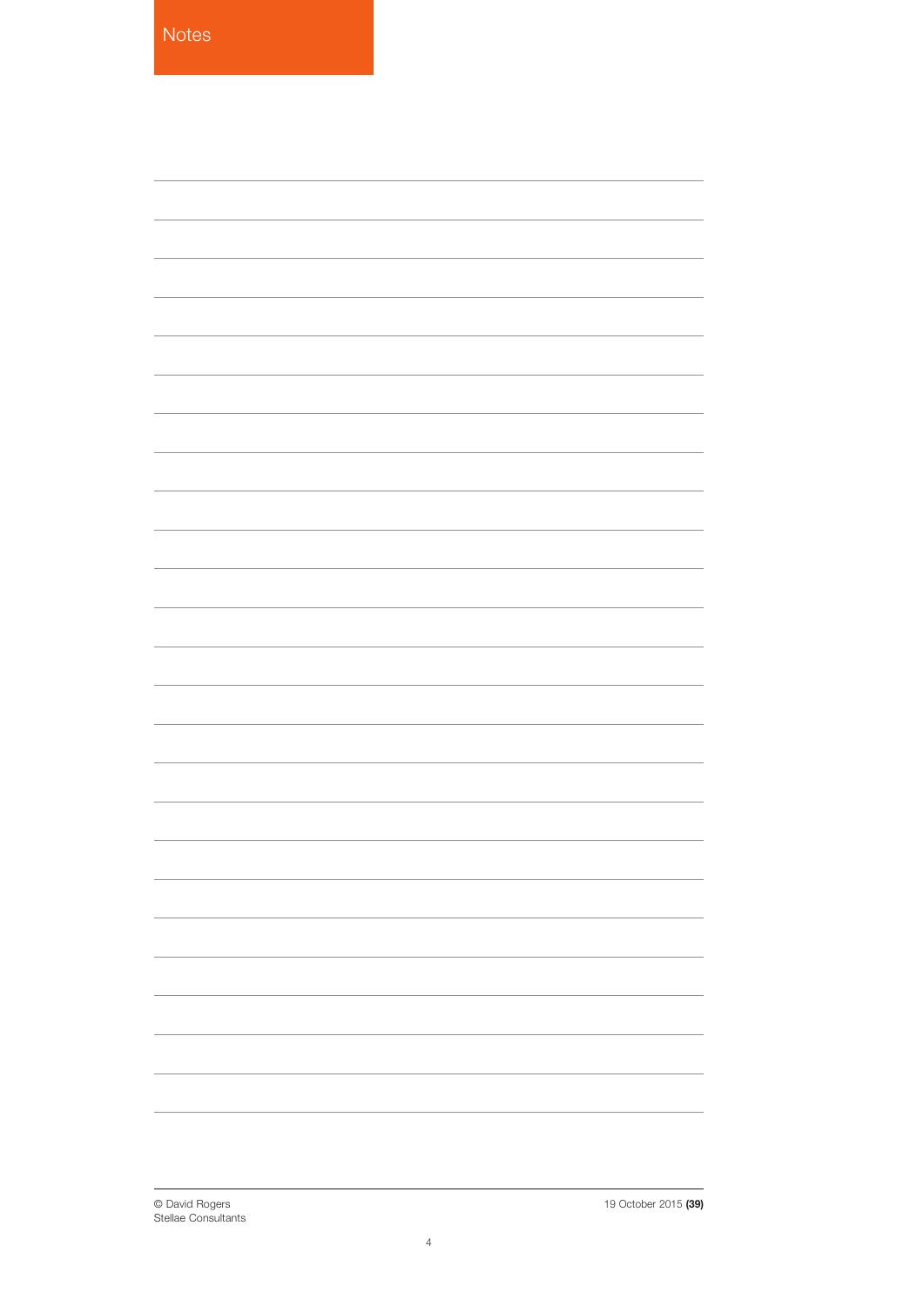# Notes